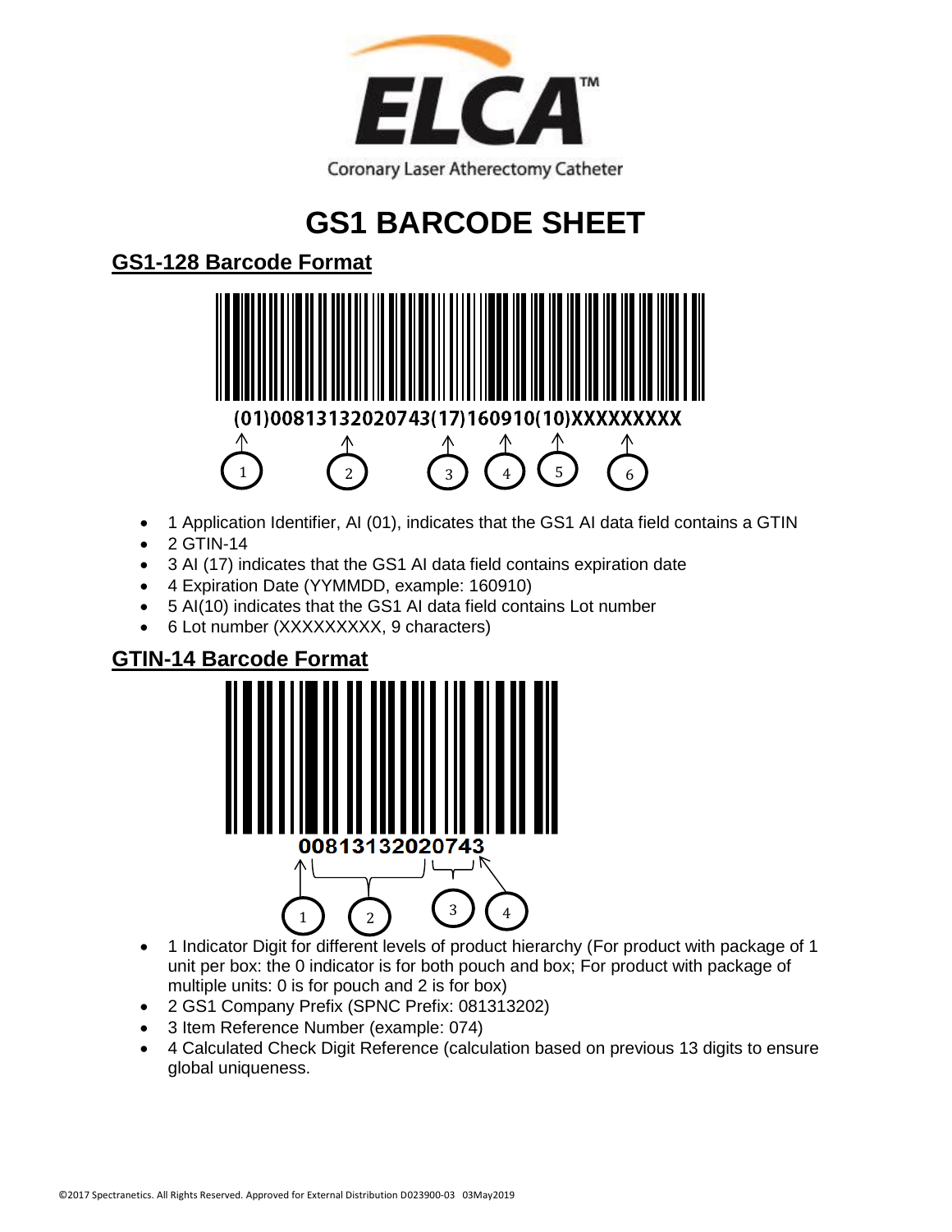**ELCA™**

Coronary Laser Atherectomy Catheter

# GS1 BARCODE SHEET

## GS1-128 Barcode Format

(01)00813132020743(17)160910(10)XXXXXXXXX

- 1 Application Identifier, AI (01), indicates that the GS1 AI data field contains a GTIN
- 2 GTIN-14
- 3 AI (17) indicates that the GS1 AI data field contains expiration date
- 4 Expiration Date (YYMMDD, example: 160910)
- 5 AI(10) indicates that the GS1 AI data field contains Lot number
- 6 Lot number (XXXXXXXXX, 9 characters)

## GTIN-14 Barcode Format

00813132020743

- 1 Indicator Digit for different levels of product hierarchy (For product with package of 1 unit per box: the 0 indicator is for both pouch and box; For product with package of multiple units: 0 is for pouch and 2 is for box)
- 2 GS1 Company Prefix (SPNC Prefix: 081313202)
- 3 Item Reference Number (example: 074)
- 4 Calculated Check Digit Reference (calculation based on previous 13 digits to ensure global uniqueness.

©2017 Spectranetics. All Rights Reserved. Approved for External Distribution D023900-03 03May2019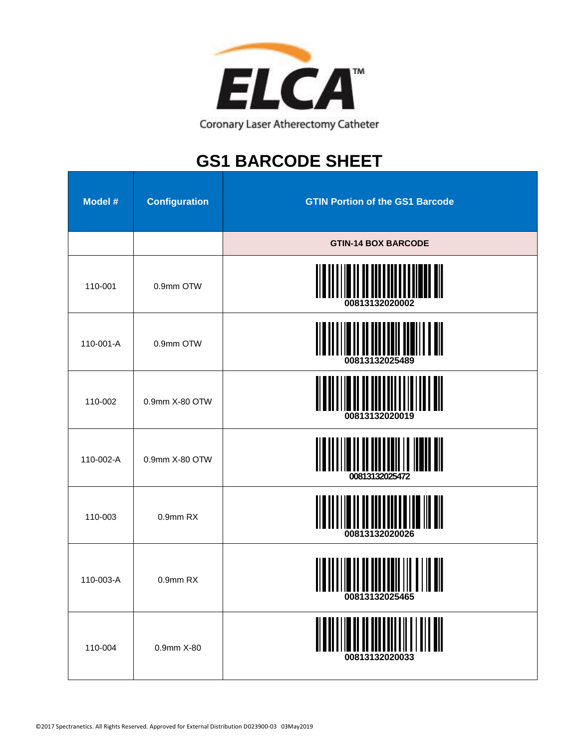ELCA™

Coronary Laser Atherectomy Catheter

# GS1 BARCODE SHEET

| Model # | Configuration | GTIN Portion of the GS1 Barcode |
|---|---|---|
| | | GTIN-14 BOX BARCODE |
| 110-001 | 0.9mm OTW | 00813132020002 |
| 110-001-A | 0.9mm OTW | 00813132025489 |
| 110-002 | 0.9mm X-80 OTW | 00813132020019 |
| 110-002-A | 0.9mm X-80 OTW | 00813132025472 |
| 110-003 | 0.9mm RX | 00813132020026 |
| 110-003-A | 0.9mm RX | 00813132025465 |
| 110-004 | 0.9mm X-80 | 00813132020033 |

©2017 Spectranetics. All Rights Reserved. Approved for External Distribution D023900-03 03May2019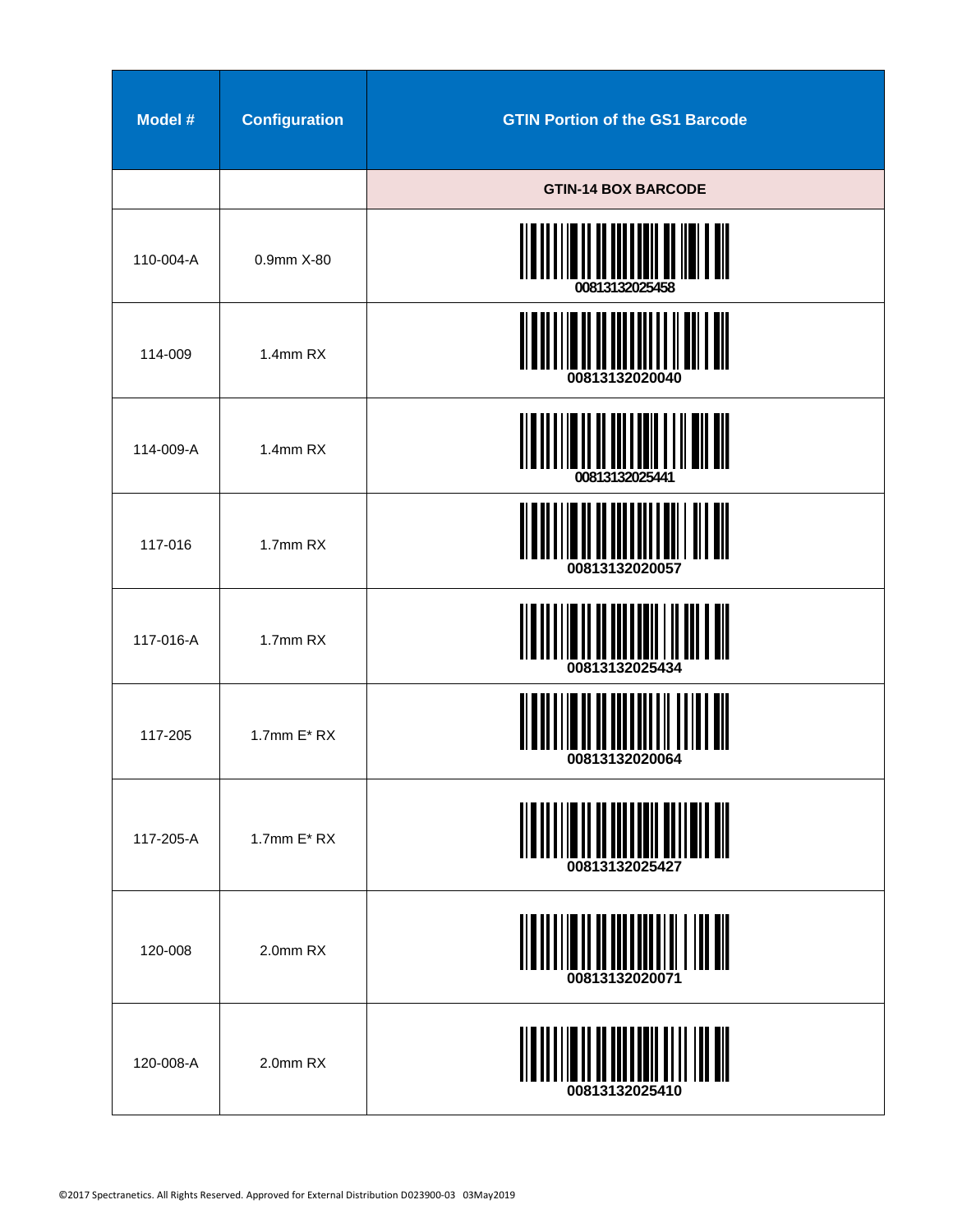| Model # | Configuration | GTIN Portion of the GS1 Barcode |
| --- | --- | --- |
| | | **GTIN-14 BOX BARCODE** |
| 110-004-A | 0.9mm X-80 | 00813132025458 |
| 114-009 | 1.4mm RX | 00813132020040 |
| 114-009-A | 1.4mm RX | 00813132025441 |
| 117-016 | 1.7mm RX | 00813132020057 |
| 117-016-A | 1.7mm RX | 00813132025434 |
| 117-205 | 1.7mm E* RX | 00813132020064 |
| 117-205-A | 1.7mm E* RX | 00813132025427 |
| 120-008 | 2.0mm RX | 00813132020071 |
| 120-008-A | 2.0mm RX | 00813132025410 |

©2017 Spectranetics. All Rights Reserved. Approved for External Distribution D023900-03 03May2019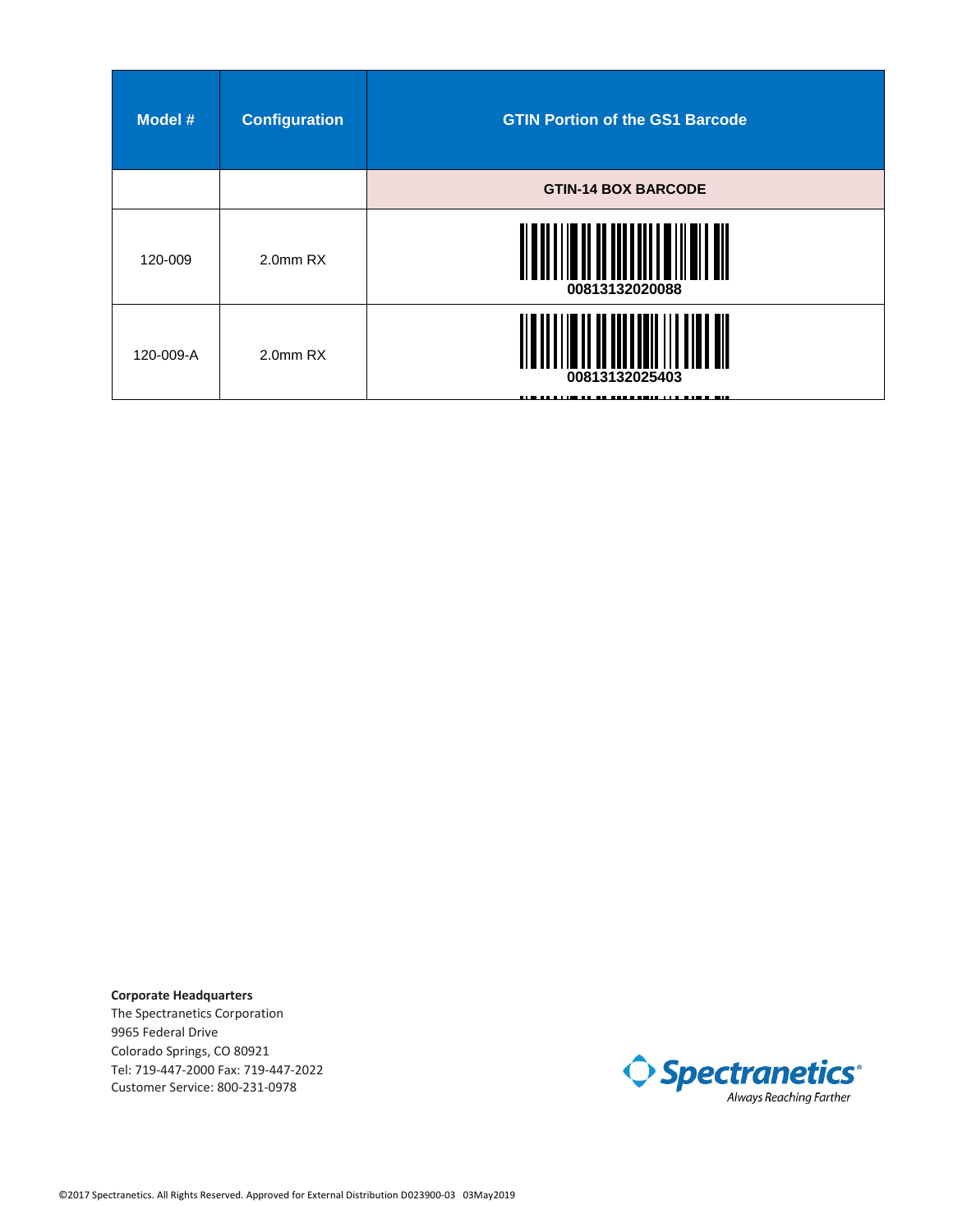| Model # | Configuration | GTIN Portion of the GS1 Barcode |
|---|---|---|
| | | **GTIN-14 BOX BARCODE** |
| 120-009 | 2.0mm RX | 00813132020088 |
| 120-009-A | 2.0mm RX | 00813132025403 |

**Corporate Headquarters**
The Spectranetics Corporation
9965 Federal Drive
Colorado Springs, CO 80921
Tel: 719-447-2000 Fax: 719-447-2022
Customer Service: 800-231-0978

Spectranetics®
Always Reaching Farther

©2017 Spectranetics. All Rights Reserved. Approved for External Distribution D023900-03 03May2019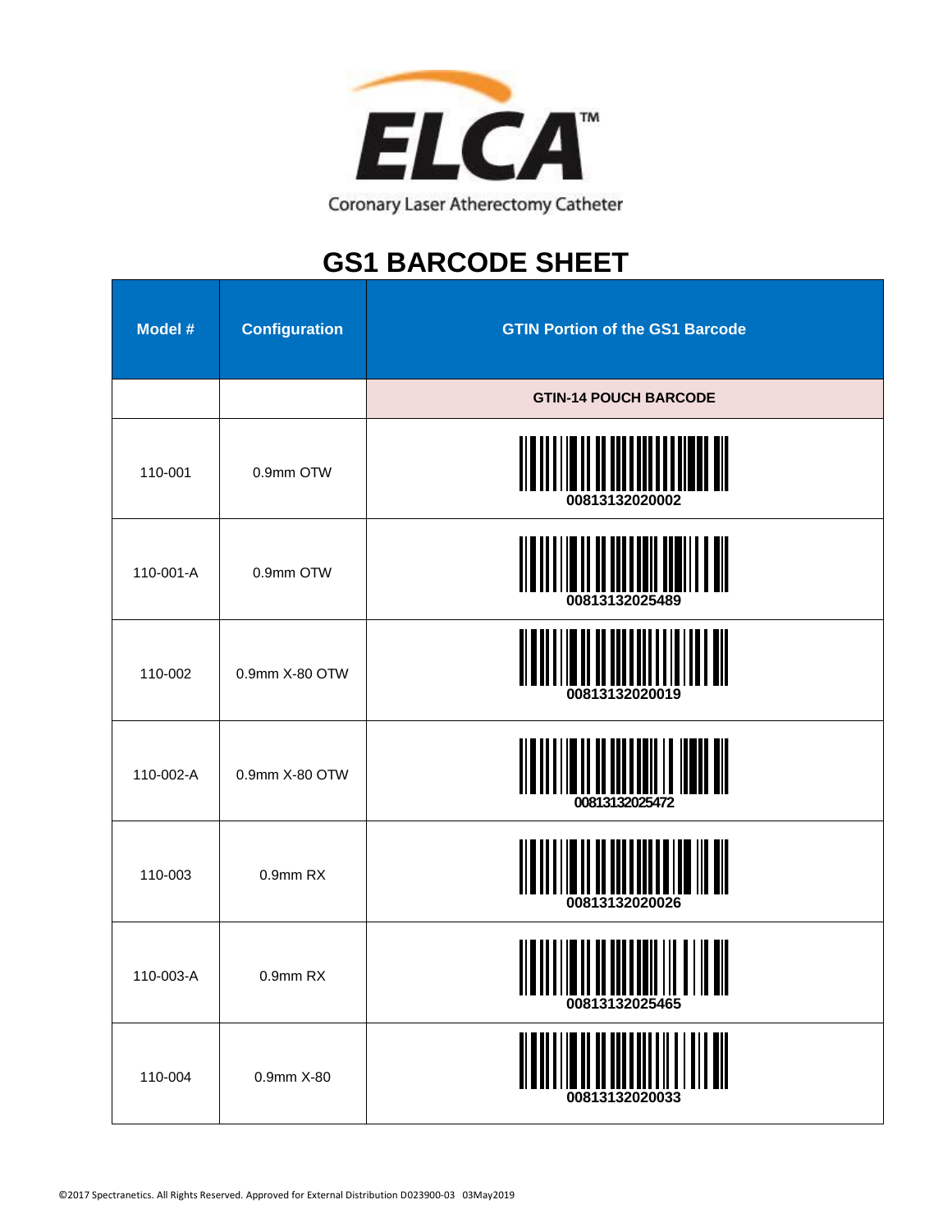ELCA™

Coronary Laser Atherectomy Catheter

# GS1 BARCODE SHEET

| Model # | Configuration | GTIN Portion of the GS1 Barcode |
|---|---|---|
| | | **GTIN-14 POUCH BARCODE** |
| 110-001 | 0.9mm OTW | 00813132020002 |
| 110-001-A | 0.9mm OTW | 00813132025489 |
| 110-002 | 0.9mm X-80 OTW | 00813132020019 |
| 110-002-A | 0.9mm X-80 OTW | 00813132025472 |
| 110-003 | 0.9mm RX | 00813132020026 |
| 110-003-A | 0.9mm RX | 00813132025465 |
| 110-004 | 0.9mm X-80 | 00813132020033 |

©2017 Spectranetics. All Rights Reserved. Approved for External Distribution D023900-03 03May2019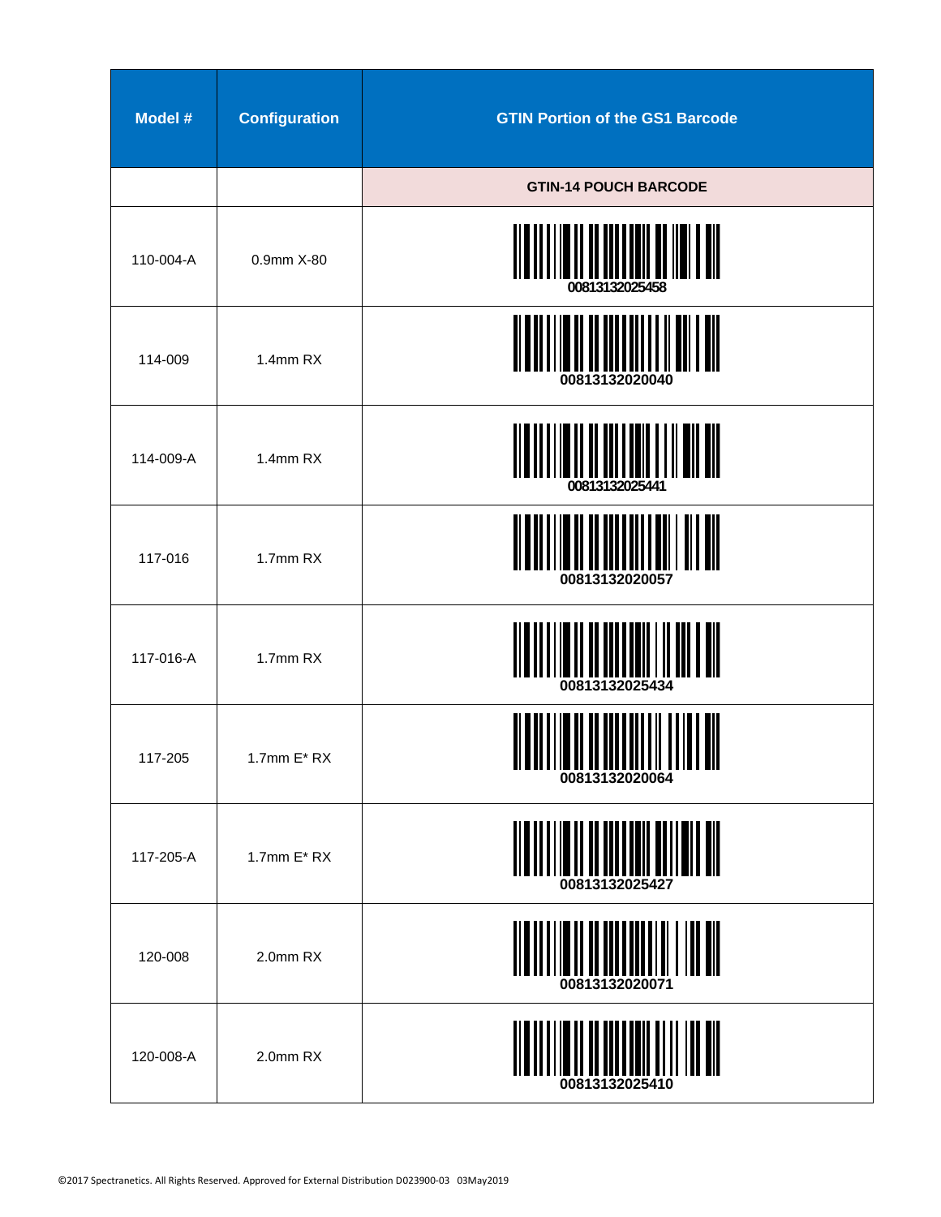| Model # | Configuration | GTIN Portion of the GS1 Barcode |
| --- | --- | --- |
| | | **GTIN-14 POUCH BARCODE** |
| 110-004-A | 0.9mm X-80 | 00813132025458 |
| 114-009 | 1.4mm RX | 00813132020040 |
| 114-009-A | 1.4mm RX | 00813132025441 |
| 117-016 | 1.7mm RX | 00813132020057 |
| 117-016-A | 1.7mm RX | 00813132025434 |
| 117-205 | 1.7mm E* RX | 00813132020064 |
| 117-205-A | 1.7mm E* RX | 00813132025427 |
| 120-008 | 2.0mm RX | 00813132020071 |
| 120-008-A | 2.0mm RX | 00813132025410 |

©2017 Spectranetics. All Rights Reserved. Approved for External Distribution D023900-03 03May2019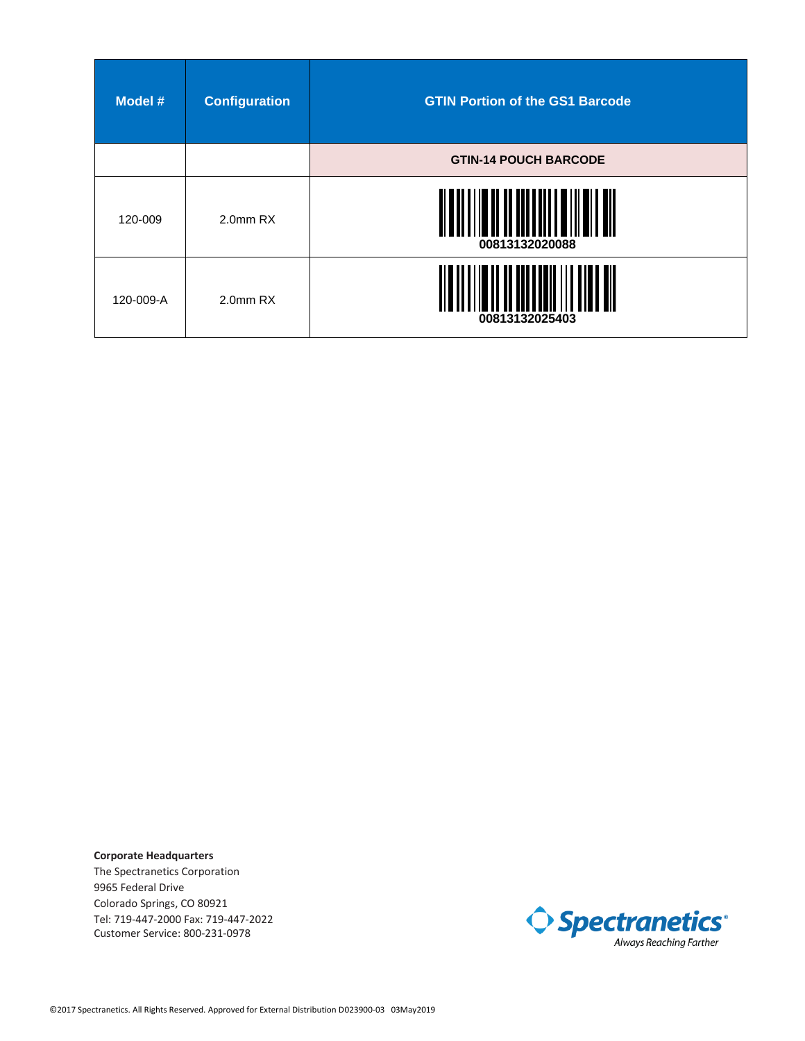| Model # | Configuration | GTIN Portion of the GS1 Barcode |
|---|---|---|
| | | **GTIN-14 POUCH BARCODE** |
| 120-009 | 2.0mm RX | 00813132020088 |
| 120-009-A | 2.0mm RX | 00813132025403 |

**Corporate Headquarters**
The Spectranetics Corporation
9965 Federal Drive
Colorado Springs, CO 80921
Tel: 719-447-2000 Fax: 719-447-2022
Customer Service: 800-231-0978

Spectranetics®
*Always Reaching Farther*

©2017 Spectranetics. All Rights Reserved. Approved for External Distribution D023900-03 03May2019